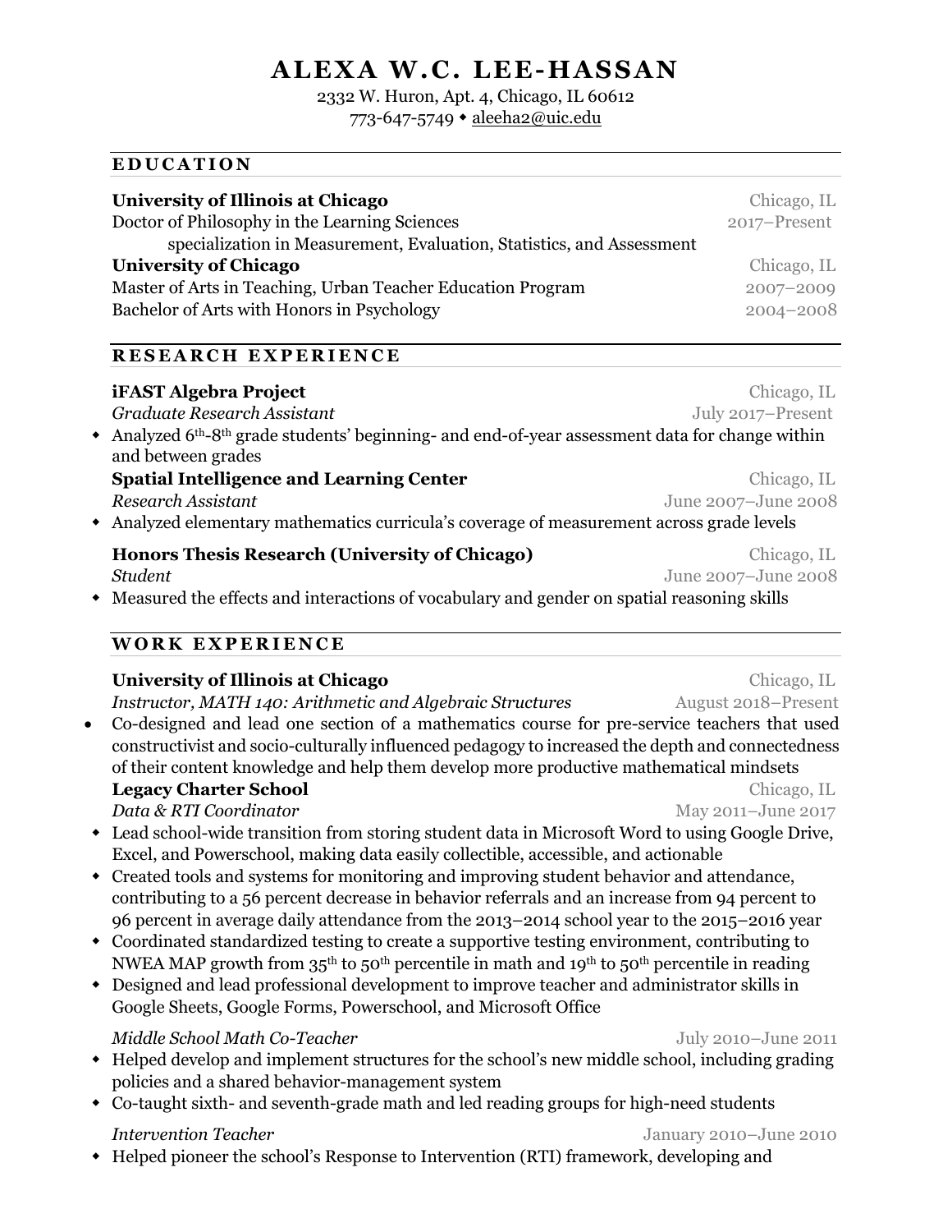# ALEXA W.C. LEE-HASSAN

2332 W. Huron, Apt. 4, Chicago, IL 60612
773-647-5749 ◆ aleeha2@uic.edu

## EDUCATION

**University of Illinois at Chicago** — Chicago, IL
Doctor of Philosophy in the Learning Sciences — 2017–Present
specialization in Measurement, Evaluation, Statistics, and Assessment

**University of Chicago** — Chicago, IL
Master of Arts in Teaching, Urban Teacher Education Program — 2007–2009
Bachelor of Arts with Honors in Psychology — 2004–2008

## RESEARCH EXPERIENCE

**iFAST Algebra Project** — Chicago, IL
*Graduate Research Assistant* — July 2017–Present

- Analyzed 6th-8th grade students' beginning- and end-of-year assessment data for change within and between grades

**Spatial Intelligence and Learning Center** — Chicago, IL
*Research Assistant* — June 2007–June 2008

- Analyzed elementary mathematics curricula's coverage of measurement across grade levels

**Honors Thesis Research (University of Chicago)** — Chicago, IL
*Student* — June 2007–June 2008

- Measured the effects and interactions of vocabulary and gender on spatial reasoning skills

## WORK EXPERIENCE

**University of Illinois at Chicago** — Chicago, IL
*Instructor, MATH 140: Arithmetic and Algebraic Structures* — August 2018–Present

- Co-designed and lead one section of a mathematics course for pre-service teachers that used constructivist and socio-culturally influenced pedagogy to increased the depth and connectedness of their content knowledge and help them develop more productive mathematical mindsets

**Legacy Charter School** — Chicago, IL
*Data & RTI Coordinator* — May 2011–June 2017

- Lead school-wide transition from storing student data in Microsoft Word to using Google Drive, Excel, and Powerschool, making data easily collectible, accessible, and actionable
- Created tools and systems for monitoring and improving student behavior and attendance, contributing to a 56 percent decrease in behavior referrals and an increase from 94 percent to 96 percent in average daily attendance from the 2013–2014 school year to the 2015–2016 year
- Coordinated standardized testing to create a supportive testing environment, contributing to NWEA MAP growth from 35th to 50th percentile in math and 19th to 50th percentile in reading
- Designed and lead professional development to improve teacher and administrator skills in Google Sheets, Google Forms, Powerschool, and Microsoft Office

*Middle School Math Co-Teacher* — July 2010–June 2011

- Helped develop and implement structures for the school's new middle school, including grading policies and a shared behavior-management system
- Co-taught sixth- and seventh-grade math and led reading groups for high-need students

*Intervention Teacher* — January 2010–June 2010

- Helped pioneer the school's Response to Intervention (RTI) framework, developing and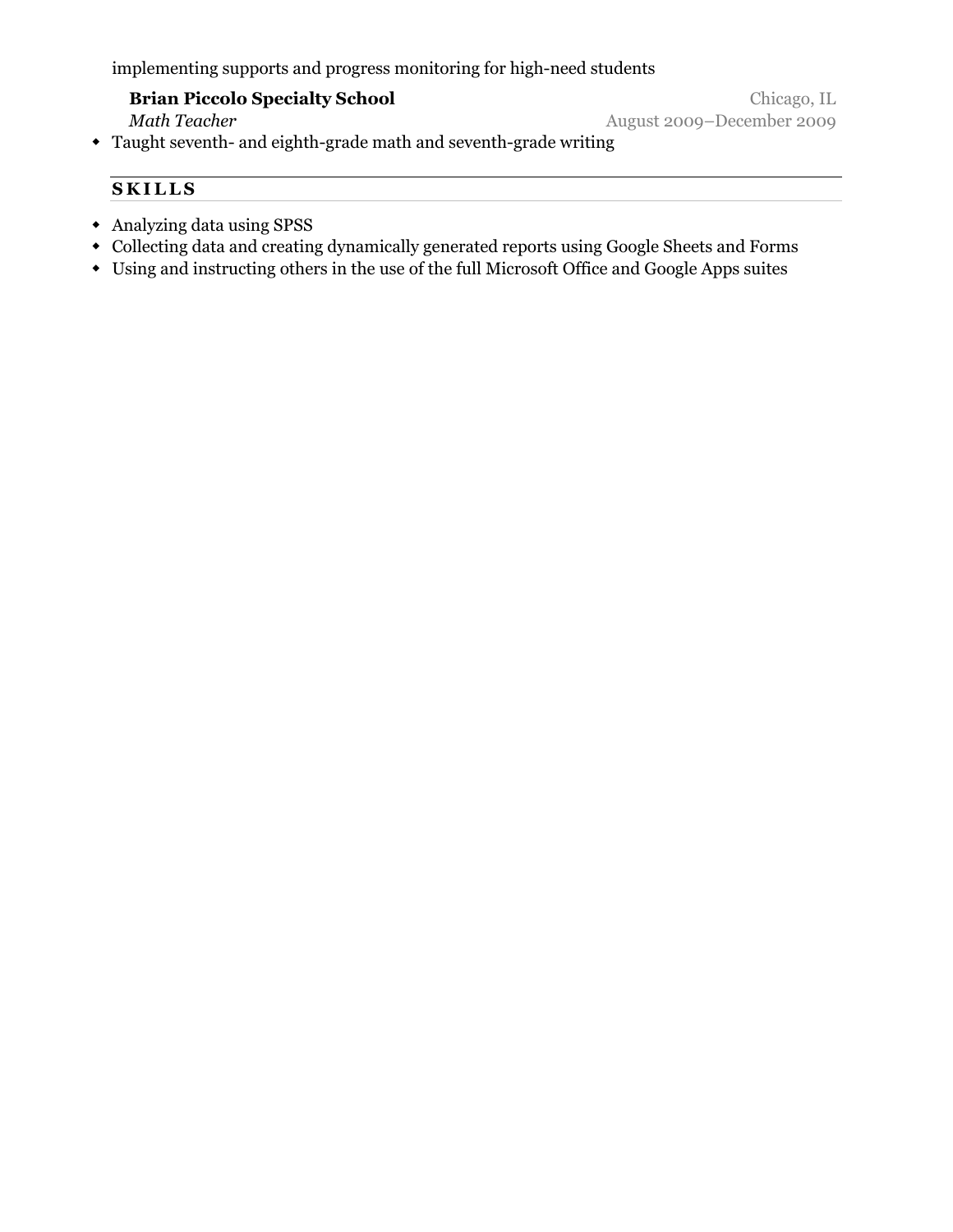implementing supports and progress monitoring for high-need students

**Brian Piccolo Specialty School** Chicago, IL
*Math Teacher* August 2009–December 2009

- Taught seventh- and eighth-grade math and seventh-grade writing

## SKILLS

- Analyzing data using SPSS
- Collecting data and creating dynamically generated reports using Google Sheets and Forms
- Using and instructing others in the use of the full Microsoft Office and Google Apps suites